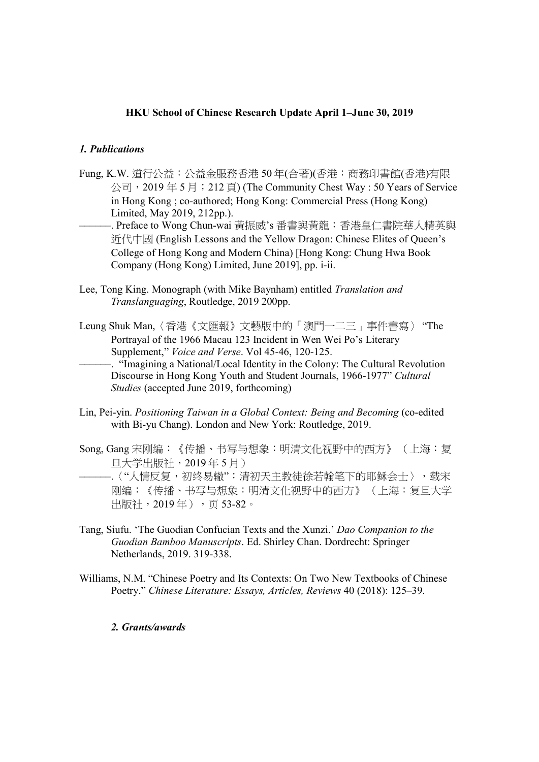**HKU School of Chinese Research Update April 1–June 30, 2019**

## *1. Publications*

Fung, K.W. 道行公益：公益金服務香港 50 年(合著)(香港：商務印書館(香港)有限公司，2019 年 5 月；212 頁) (The Community Chest Way : 50 Years of Service in Hong Kong ; co-authored; Hong Kong: Commercial Press (Hong Kong) Limited, May 2019, 212pp.).

———. Preface to Wong Chun-wai 黃振威's 番書與黃龍：香港皇仁書院華人精英與近代中國 (English Lessons and the Yellow Dragon: Chinese Elites of Queen's College of Hong Kong and Modern China) [Hong Kong: Chung Hwa Book Company (Hong Kong) Limited, June 2019], pp. i-ii.

Lee, Tong King. Monograph (with Mike Baynham) entitled *Translation and Translanguaging*, Routledge, 2019 200pp.

Leung Shuk Man,〈香港《文匯報》文藝版中的「澳門一二三」事件書寫〉 "The Portrayal of the 1966 Macau 123 Incident in Wen Wei Po's Literary Supplement," *Voice and Verse*. Vol 45-46, 120-125.

———. "Imagining a National/Local Identity in the Colony: The Cultural Revolution Discourse in Hong Kong Youth and Student Journals, 1966-1977" *Cultural Studies* (accepted June 2019, forthcoming)

Lin, Pei-yin. *Positioning Taiwan in a Global Context: Being and Becoming* (co-edited with Bi-yu Chang). London and New York: Routledge, 2019.

Song, Gang 宋刚编：《传播、书写与想象：明清文化视野中的西方》（上海：复旦大学出版社，2019 年 5 月）

———.〈"人情反复，初终易辙"：清初天主教徒徐若翰笔下的耶稣会士〉，载宋刚编：《传播、书写与想象：明清文化视野中的西方》（上海：复旦大学出版社，2019 年），页 53-82。

Tang, Siufu. 'The Guodian Confucian Texts and the Xunzi.' *Dao Companion to the Guodian Bamboo Manuscripts*. Ed. Shirley Chan. Dordrecht: Springer Netherlands, 2019. 319-338.

Williams, N.M. "Chinese Poetry and Its Contexts: On Two New Textbooks of Chinese Poetry." *Chinese Literature: Essays, Articles, Reviews* 40 (2018): 125–39.

## *2. Grants/awards*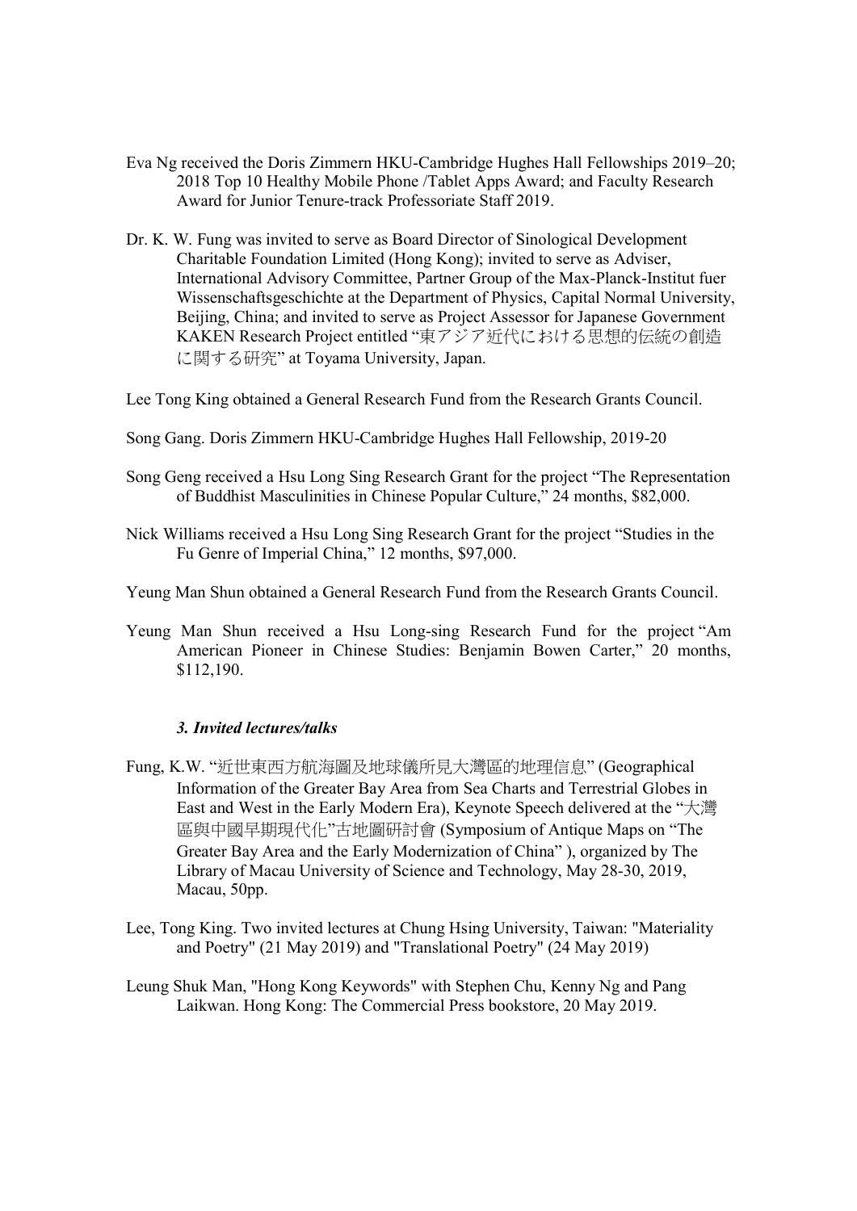Eva Ng received the Doris Zimmern HKU-Cambridge Hughes Hall Fellowships 2019–20; 2018 Top 10 Healthy Mobile Phone /Tablet Apps Award; and Faculty Research Award for Junior Tenure-track Professoriate Staff 2019.

Dr. K. W. Fung was invited to serve as Board Director of Sinological Development Charitable Foundation Limited (Hong Kong); invited to serve as Adviser, International Advisory Committee, Partner Group of the Max-Planck-Institut fuer Wissenschaftsgeschichte at the Department of Physics, Capital Normal University, Beijing, China; and invited to serve as Project Assessor for Japanese Government KAKEN Research Project entitled "東アジア近代における思想的伝統の創造に関する研究" at Toyama University, Japan.

Lee Tong King obtained a General Research Fund from the Research Grants Council.

Song Gang. Doris Zimmern HKU-Cambridge Hughes Hall Fellowship, 2019-20

Song Geng received a Hsu Long Sing Research Grant for the project "The Representation of Buddhist Masculinities in Chinese Popular Culture," 24 months, $82,000.

Nick Williams received a Hsu Long Sing Research Grant for the project "Studies in the Fu Genre of Imperial China," 12 months, $97,000.

Yeung Man Shun obtained a General Research Fund from the Research Grants Council.

Yeung Man Shun received a Hsu Long-sing Research Fund for the project "Am American Pioneer in Chinese Studies: Benjamin Bowen Carter," 20 months, $112,190.

### *3. Invited lectures/talks*

Fung, K.W. "近世東西方航海圖及地球儀所見大灣區的地理信息" (Geographical Information of the Greater Bay Area from Sea Charts and Terrestrial Globes in East and West in the Early Modern Era), Keynote Speech delivered at the "大灣區與中國早期現代化"古地圖研討會 (Symposium of Antique Maps on "The Greater Bay Area and the Early Modernization of China" ), organized by The Library of Macau University of Science and Technology, May 28-30, 2019, Macau, 50pp.

Lee, Tong King. Two invited lectures at Chung Hsing University, Taiwan: "Materiality and Poetry" (21 May 2019) and "Translational Poetry" (24 May 2019)

Leung Shuk Man, "Hong Kong Keywords" with Stephen Chu, Kenny Ng and Pang Laikwan. Hong Kong: The Commercial Press bookstore, 20 May 2019.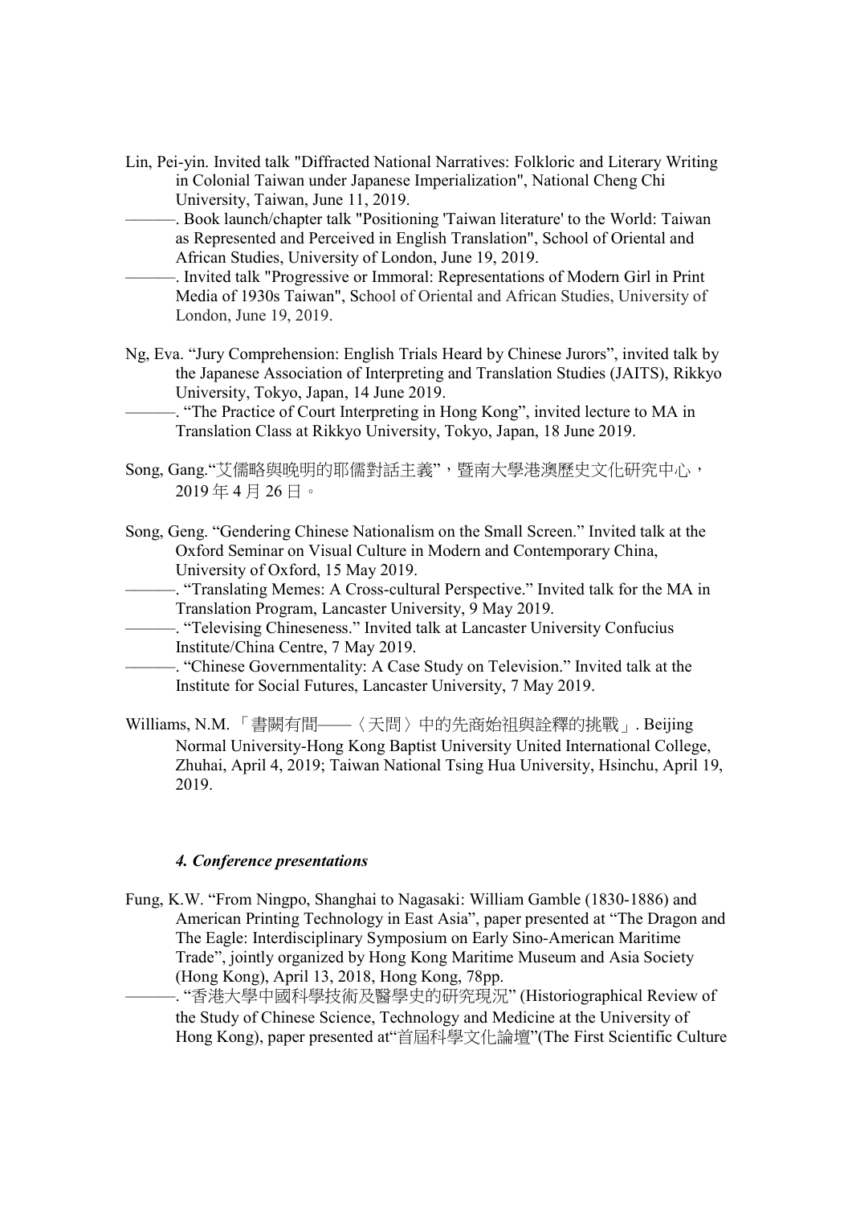Lin, Pei-yin. Invited talk "Diffracted National Narratives: Folkloric and Literary Writing in Colonial Taiwan under Japanese Imperialization", National Cheng Chi University, Taiwan, June 11, 2019.

———. Book launch/chapter talk "Positioning 'Taiwan literature' to the World: Taiwan as Represented and Perceived in English Translation", School of Oriental and African Studies, University of London, June 19, 2019.

———. Invited talk "Progressive or Immoral: Representations of Modern Girl in Print Media of 1930s Taiwan", School of Oriental and African Studies, University of London, June 19, 2019.

Ng, Eva. "Jury Comprehension: English Trials Heard by Chinese Jurors", invited talk by the Japanese Association of Interpreting and Translation Studies (JAITS), Rikkyo University, Tokyo, Japan, 14 June 2019.

———. "The Practice of Court Interpreting in Hong Kong", invited lecture to MA in Translation Class at Rikkyo University, Tokyo, Japan, 18 June 2019.

Song, Gang."艾儒略與晚明的耶儒對話主義"，暨南大學港澳歷史文化研究中心，2019 年 4 月 26 日。

Song, Geng. "Gendering Chinese Nationalism on the Small Screen." Invited talk at the Oxford Seminar on Visual Culture in Modern and Contemporary China, University of Oxford, 15 May 2019.

———. "Translating Memes: A Cross-cultural Perspective." Invited talk for the MA in Translation Program, Lancaster University, 9 May 2019.

———. "Televising Chineseness." Invited talk at Lancaster University Confucius Institute/China Centre, 7 May 2019.

———. "Chinese Governmentality: A Case Study on Television." Invited talk at the Institute for Social Futures, Lancaster University, 7 May 2019.

Williams, N.M. 「書闕有間——〈天問〉中的先商始祖與詮釋的挑戰」. Beijing Normal University-Hong Kong Baptist University United International College, Zhuhai, April 4, 2019; Taiwan National Tsing Hua University, Hsinchu, April 19, 2019.

#### *4. Conference presentations*

Fung, K.W. "From Ningpo, Shanghai to Nagasaki: William Gamble (1830-1886) and American Printing Technology in East Asia", paper presented at "The Dragon and The Eagle: Interdisciplinary Symposium on Early Sino-American Maritime Trade", jointly organized by Hong Kong Maritime Museum and Asia Society (Hong Kong), April 13, 2018, Hong Kong, 78pp.

———. "香港大學中國科學技術及醫學史的研究現況" (Historiographical Review of the Study of Chinese Science, Technology and Medicine at the University of Hong Kong), paper presented at"首屆科學文化論壇"(The First Scientific Culture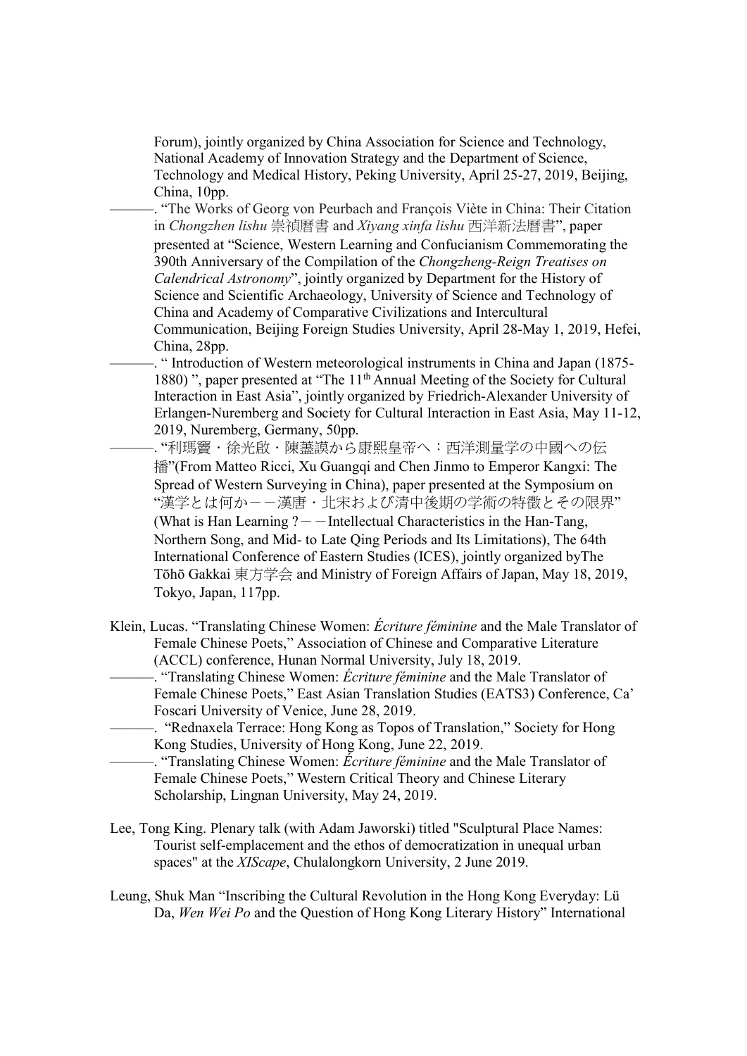Forum), jointly organized by China Association for Science and Technology, National Academy of Innovation Strategy and the Department of Science, Technology and Medical History, Peking University, April 25-27, 2019, Beijing, China, 10pp.

———. "The Works of Georg von Peurbach and François Viète in China: Their Citation in *Chongzhen lishu* 崇禎曆書 and *Xiyang xinfa lishu* 西洋新法曆書", paper presented at "Science, Western Learning and Confucianism Commemorating the 390th Anniversary of the Compilation of the *Chongzheng-Reign Treatises on Calendrical Astronomy*", jointly organized by Department for the History of Science and Scientific Archaeology, University of Science and Technology of China and Academy of Comparative Civilizations and Intercultural Communication, Beijing Foreign Studies University, April 28-May 1, 2019, Hefei, China, 28pp.

———. " Introduction of Western meteorological instruments in China and Japan (1875-1880) ", paper presented at "The 11th Annual Meeting of the Society for Cultural Interaction in East Asia", jointly organized by Friedrich-Alexander University of Erlangen-Nuremberg and Society for Cultural Interaction in East Asia, May 11-12, 2019, Nuremberg, Germany, 50pp.

———. "利瑪竇・徐光啟・陳藎謨から康熙皇帝へ：西洋測量学の中國への伝播"(From Matteo Ricci, Xu Guangqi and Chen Jinmo to Emperor Kangxi: The Spread of Western Surveying in China), paper presented at the Symposium on "漢学とは何か－－漢唐・北宋および清中後期の学術の特徴とその限界" (What is Han Learning ?－－Intellectual Characteristics in the Han-Tang, Northern Song, and Mid- to Late Qing Periods and Its Limitations), The 64th International Conference of Eastern Studies (ICES), jointly organized byThe Tōhō Gakkai 東方学会 and Ministry of Foreign Affairs of Japan, May 18, 2019, Tokyo, Japan, 117pp.

Klein, Lucas. "Translating Chinese Women: *Écriture féminine* and the Male Translator of Female Chinese Poets," Association of Chinese and Comparative Literature (ACCL) conference, Hunan Normal University, July 18, 2019.

———. "Translating Chinese Women: *Écriture féminine* and the Male Translator of Female Chinese Poets," East Asian Translation Studies (EATS3) Conference, Ca' Foscari University of Venice, June 28, 2019.

———. "Rednaxela Terrace: Hong Kong as Topos of Translation," Society for Hong Kong Studies, University of Hong Kong, June 22, 2019.

———. "Translating Chinese Women: *Écriture féminine* and the Male Translator of Female Chinese Poets," Western Critical Theory and Chinese Literary Scholarship, Lingnan University, May 24, 2019.

Lee, Tong King. Plenary talk (with Adam Jaworski) titled "Sculptural Place Names: Tourist self-emplacement and the ethos of democratization in unequal urban spaces" at the *XIScape*, Chulalongkorn University, 2 June 2019.

Leung, Shuk Man "Inscribing the Cultural Revolution in the Hong Kong Everyday: Lü Da, *Wen Wei Po* and the Question of Hong Kong Literary History" International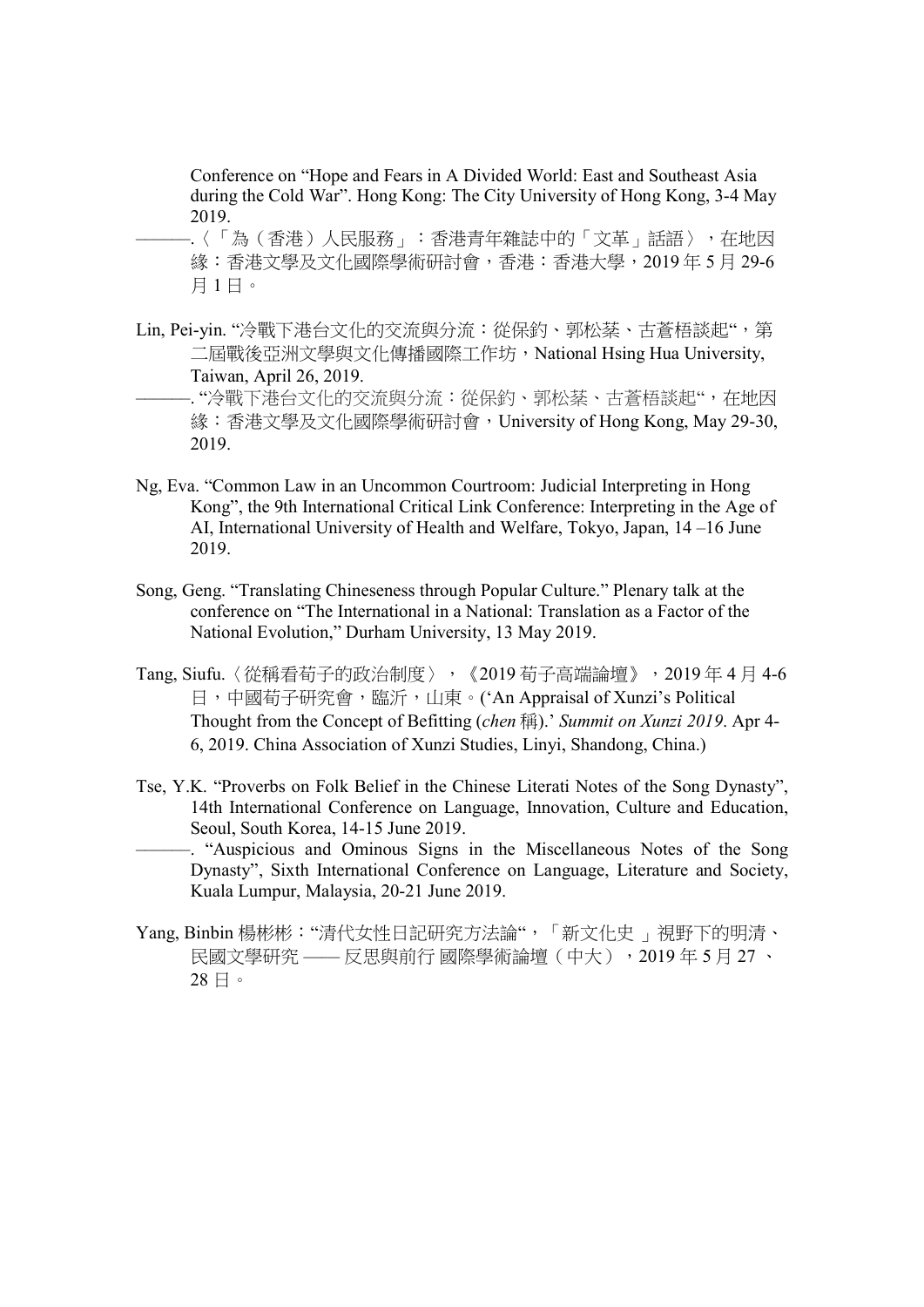Conference on “Hope and Fears in A Divided World: East and Southeast Asia during the Cold War”. Hong Kong: The City University of Hong Kong, 3-4 May 2019.

———.〈「為（香港）人民服務」：香港青年雜誌中的「文革」話語〉，在地因緣：香港文學及文化國際學術研討會，香港：香港大學，2019 年 5 月 29-6 月 1 日。

Lin, Pei-yin. “冷戰下港台文化的交流與分流：從保釣、郭松棻、古蒼梧談起“，第二屆戰後亞洲文學與文化傳播國際工作坊，National Hsing Hua University, Taiwan, April 26, 2019.

———. “冷戰下港台文化的交流與分流：從保釣、郭松棻、古蒼梧談起“，在地因緣：香港文學及文化國際學術研討會，University of Hong Kong, May 29-30, 2019.

Ng, Eva. “Common Law in an Uncommon Courtroom: Judicial Interpreting in Hong Kong”, the 9th International Critical Link Conference: Interpreting in the Age of AI, International University of Health and Welfare, Tokyo, Japan, 14 –16 June 2019.

Song, Geng. “Translating Chineseness through Popular Culture.” Plenary talk at the conference on “The International in a National: Translation as a Factor of the National Evolution,” Durham University, 13 May 2019.

Tang, Siufu.〈從稱看荀子的政治制度〉，《2019 荀子高端論壇》，2019 年 4 月 4-6 日，中國荀子研究會，臨沂，山東。(‘An Appraisal of Xunzi’s Political Thought from the Concept of Befitting (*chen* 稱).’ *Summit on Xunzi 2019*. Apr 4-6, 2019. China Association of Xunzi Studies, Linyi, Shandong, China.)

Tse, Y.K. “Proverbs on Folk Belief in the Chinese Literati Notes of the Song Dynasty”, 14th International Conference on Language, Innovation, Culture and Education, Seoul, South Korea, 14-15 June 2019.

———. “Auspicious and Ominous Signs in the Miscellaneous Notes of the Song Dynasty”, Sixth International Conference on Language, Literature and Society, Kuala Lumpur, Malaysia, 20-21 June 2019.

Yang, Binbin 楊彬彬：“清代女性日記研究方法論“，「新文化史 」視野下的明清、民國文學研究 —— 反思與前行 國際學術論壇（中大），2019 年 5 月 27 、28 日。